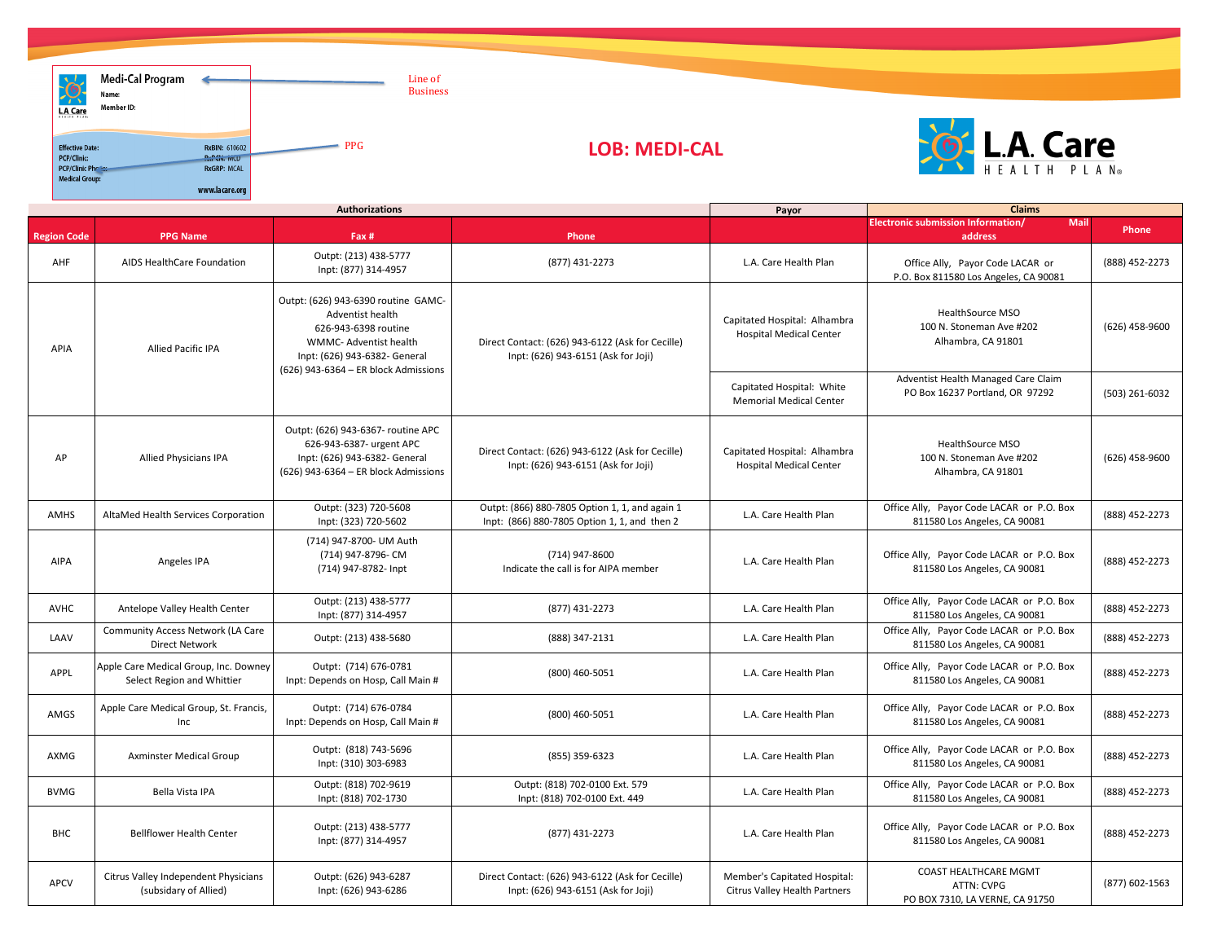Medi-Cal Program
Name:
Member ID:

Effective Date:
PCP/Clinic:
PCP/Clinic Phone:
Medical Group:

RxBIN: 610602
RxPCN: MCD
RxGRP: MCAL

www.lacare.org

Line of Business

PPG

# LOB: MEDI-CAL

L.A. Care HEALTH PLAN®

| Authorizations | | | | Payor | Claims | |
|---|---|---|---|---|---|---|
| Region Code | PPG Name | Fax # | Phone | | Electronic submission Information/ Mail address | Phone |
| AHF | AIDS HealthCare Foundation | Outp: (213) 438-5777<br>Inpt: (877) 314-4957 | (877) 431-2273 | L.A. Care Health Plan | Office Ally, Payor Code LACAR or P.O. Box 811580 Los Angeles, CA 90081 | (888) 452-2273 |
| APIA | Allied Pacific IPA | Outp: (626) 943-6390 routine GAMC-Adventist health<br>626-943-6398 routine WMMC- Adventist health<br>Inpt: (626) 943-6382- General<br>(626) 943-6364 – ER block Admissions | Direct Contact: (626) 943-6122 (Ask for Cecille)<br>Inpt: (626) 943-6151 (Ask for Joji) | Capitated Hospital: Alhambra Hospital Medical Center | HealthSource MSO<br>100 N. Stoneman Ave #202<br>Alhambra, CA 91801 | (626) 458-9600 |
| | | | | Capitated Hospital: White Memorial Medical Center | Adventist Health Managed Care Claim<br>PO Box 16237 Portland, OR 97292 | (503) 261-6032 |
| AP | Allied Physicians IPA | Outp: (626) 943-6367- routine APC<br>626-943-6387- urgent APC<br>Inpt: (626) 943-6382- General<br>(626) 943-6364 – ER block Admissions | Direct Contact: (626) 943-6122 (Ask for Cecille)<br>Inpt: (626) 943-6151 (Ask for Joji) | Capitated Hospital: Alhambra Hospital Medical Center | HealthSource MSO<br>100 N. Stoneman Ave #202<br>Alhambra, CA 91801 | (626) 458-9600 |
| AMHS | AltaMed Health Services Corporation | Outp: (323) 720-5608<br>Inpt: (323) 720-5602 | Outp: (866) 880-7805 Option 1, 1, and again 1<br>Inpt: (866) 880-7805 Option 1, 1, and then 2 | L.A. Care Health Plan | Office Ally, Payor Code LACAR or P.O. Box 811580 Los Angeles, CA 90081 | (888) 452-2273 |
| AIPA | Angeles IPA | (714) 947-8700- UM Auth<br>(714) 947-8796- CM<br>(714) 947-8782- Inpt | (714) 947-8600<br>Indicate the call is for AIPA member | L.A. Care Health Plan | Office Ally, Payor Code LACAR or P.O. Box 811580 Los Angeles, CA 90081 | (888) 452-2273 |
| AVHC | Antelope Valley Health Center | Outp: (213) 438-5777<br>Inpt: (877) 314-4957 | (877) 431-2273 | L.A. Care Health Plan | Office Ally, Payor Code LACAR or P.O. Box 811580 Los Angeles, CA 90081 | (888) 452-2273 |
| LAAV | Community Access Network (LA Care Direct Network | Outp: (213) 438-5680 | (888) 347-2131 | L.A. Care Health Plan | Office Ally, Payor Code LACAR or P.O. Box 811580 Los Angeles, CA 90081 | (888) 452-2273 |
| APPL | Apple Care Medical Group, Inc. Downey Select Region and Whittier | Outp: (714) 676-0781<br>Inpt: Depends on Hosp, Call Main # | (800) 460-5051 | L.A. Care Health Plan | Office Ally, Payor Code LACAR or P.O. Box 811580 Los Angeles, CA 90081 | (888) 452-2273 |
| AMGS | Apple Care Medical Group, St. Francis, Inc | Outp: (714) 676-0784<br>Inpt: Depends on Hosp, Call Main # | (800) 460-5051 | L.A. Care Health Plan | Office Ally, Payor Code LACAR or P.O. Box 811580 Los Angeles, CA 90081 | (888) 452-2273 |
| AXMG | Axminster Medical Group | Outp: (818) 743-5696<br>Inpt: (310) 303-6983 | (855) 359-6323 | L.A. Care Health Plan | Office Ally, Payor Code LACAR or P.O. Box 811580 Los Angeles, CA 90081 | (888) 452-2273 |
| BVMG | Bella Vista IPA | Outp: (818) 702-9619<br>Inpt: (818) 702-1730 | Outp: (818) 702-0100 Ext. 579<br>Inpt: (818) 702-0100 Ext. 449 | L.A. Care Health Plan | Office Ally, Payor Code LACAR or P.O. Box 811580 Los Angeles, CA 90081 | (888) 452-2273 |
| BHC | Bellflower Health Center | Outp: (213) 438-5777<br>Inpt: (877) 314-4957 | (877) 431-2273 | L.A. Care Health Plan | Office Ally, Payor Code LACAR or P.O. Box 811580 Los Angeles, CA 90081 | (888) 452-2273 |
| APCV | Citrus Valley Independent Physicians (subsidary of Allied) | Outp: (626) 943-6287<br>Inpt: (626) 943-6286 | Direct Contact: (626) 943-6122 (Ask for Cecille)<br>Inpt: (626) 943-6151 (Ask for Joji) | Member's Capitated Hospital: Citrus Valley Health Partners | COAST HEALTHCARE MGMT<br>ATTN: CVPG<br>PO BOX 7310, LA VERNE, CA 91750 | (877) 602-1563 |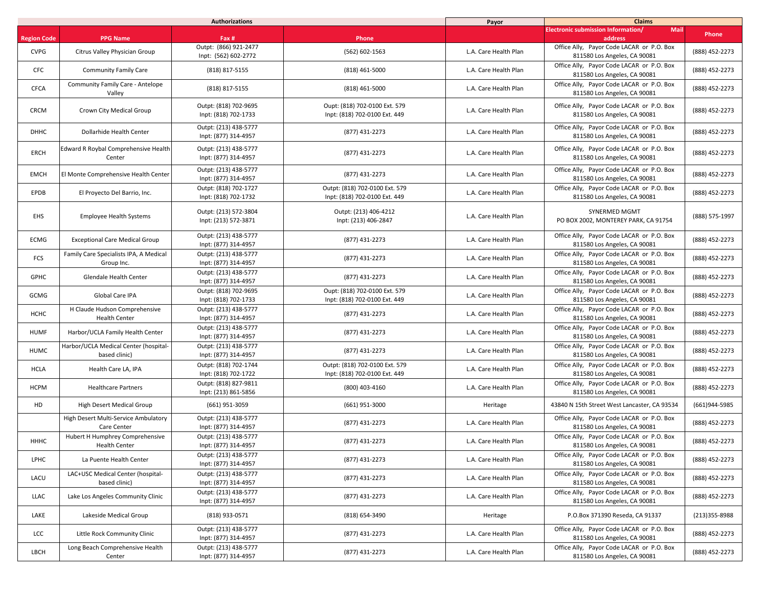| | Authorizations | | | Payor | Claims | |
|---|---|---|---|---|---|---|
| Region Code | PPG Name | Fax # | Phone | | Electronic submission Information/ Mail address | Phone |
| CVPG | Citrus Valley Physician Group | Outpt: (866) 921-2477 Inpt: (562) 602-2772 | (562) 602-1563 | L.A. Care Health Plan | Office Ally, Payor Code LACAR or P.O. Box 811580 Los Angeles, CA 90081 | (888) 452-2273 |
| CFC | Community Family Care | (818) 817-5155 | (818) 461-5000 | L.A. Care Health Plan | Office Ally, Payor Code LACAR or P.O. Box 811580 Los Angeles, CA 90081 | (888) 452-2273 |
| CFCA | Community Family Care - Antelope Valley | (818) 817-5155 | (818) 461-5000 | L.A. Care Health Plan | Office Ally, Payor Code LACAR or P.O. Box 811580 Los Angeles, CA 90081 | (888) 452-2273 |
| CRCM | Crown City Medical Group | Outpt: (818) 702-9695 Inpt: (818) 702-1733 | Oupt: (818) 702-0100 Ext. 579 Inpt: (818) 702-0100 Ext. 449 | L.A. Care Health Plan | Office Ally, Payor Code LACAR or P.O. Box 811580 Los Angeles, CA 90081 | (888) 452-2273 |
| DHHC | Dollarhide Health Center | Outpt: (213) 438-5777 Inpt: (877) 314-4957 | (877) 431-2273 | L.A. Care Health Plan | Office Ally, Payor Code LACAR or P.O. Box 811580 Los Angeles, CA 90081 | (888) 452-2273 |
| ERCH | Edward R Roybal Comprehensive Health Center | Outpt: (213) 438-5777 Inpt: (877) 314-4957 | (877) 431-2273 | L.A. Care Health Plan | Office Ally, Payor Code LACAR or P.O. Box 811580 Los Angeles, CA 90081 | (888) 452-2273 |
| EMCH | El Monte Comprehensive Health Center | Outpt: (213) 438-5777 Inpt: (877) 314-4957 | (877) 431-2273 | L.A. Care Health Plan | Office Ally, Payor Code LACAR or P.O. Box 811580 Los Angeles, CA 90081 | (888) 452-2273 |
| EPDB | El Proyecto Del Barrio, Inc. | Outpt: (818) 702-1727 Inpt: (818) 702-1732 | Outpt: (818) 702-0100 Ext. 579 Inpt: (818) 702-0100 Ext. 449 | L.A. Care Health Plan | Office Ally, Payor Code LACAR or P.O. Box 811580 Los Angeles, CA 90081 | (888) 452-2273 |
| EHS | Employee Health Systems | Outpt: (213) 572-3804 Inpt: (213) 572-3871 | Outpt: (213) 406-4212 Inpt: (213) 406-2847 | L.A. Care Health Plan | SYNERMED MGMT PO BOX 2002, MONTEREY PARK, CA 91754 | (888) 575-1997 |
| ECMG | Exceptional Care Medical Group | Outpt: (213) 438-5777 Inpt: (877) 314-4957 | (877) 431-2273 | L.A. Care Health Plan | Office Ally, Payor Code LACAR or P.O. Box 811580 Los Angeles, CA 90081 | (888) 452-2273 |
| FCS | Family Care Specialists IPA, A Medical Group Inc. | Outpt: (213) 438-5777 Inpt: (877) 314-4957 | (877) 431-2273 | L.A. Care Health Plan | Office Ally, Payor Code LACAR or P.O. Box 811580 Los Angeles, CA 90081 | (888) 452-2273 |
| GPHC | Glendale Health Center | Outpt: (213) 438-5777 Inpt: (877) 314-4957 | (877) 431-2273 | L.A. Care Health Plan | Office Ally, Payor Code LACAR or P.O. Box 811580 Los Angeles, CA 90081 | (888) 452-2273 |
| GCMG | Global Care IPA | Outpt: (818) 702-9695 Inpt: (818) 702-1733 | Oupt: (818) 702-0100 Ext. 579 Inpt: (818) 702-0100 Ext. 449 | L.A. Care Health Plan | Office Ally, Payor Code LACAR or P.O. Box 811580 Los Angeles, CA 90081 | (888) 452-2273 |
| HCHC | H Claude Hudson Comprehensive Health Center | Outpt: (213) 438-5777 Inpt: (877) 314-4957 | (877) 431-2273 | L.A. Care Health Plan | Office Ally, Payor Code LACAR or P.O. Box 811580 Los Angeles, CA 90081 | (888) 452-2273 |
| HUMF | Harbor/UCLA Family Health Center | Outpt: (213) 438-5777 Inpt: (877) 314-4957 | (877) 431-2273 | L.A. Care Health Plan | Office Ally, Payor Code LACAR or P.O. Box 811580 Los Angeles, CA 90081 | (888) 452-2273 |
| HUMC | Harbor/UCLA Medical Center (hospital-based clinic) | Outpt: (213) 438-5777 Inpt: (877) 314-4957 | (877) 431-2273 | L.A. Care Health Plan | Office Ally, Payor Code LACAR or P.O. Box 811580 Los Angeles, CA 90081 | (888) 452-2273 |
| HCLA | Health Care LA, IPA | Outpt: (818) 702-1744 Inpt: (818) 702-1722 | Outpt: (818) 702-0100 Ext. 579 Inpt: (818) 702-0100 Ext. 449 | L.A. Care Health Plan | Office Ally, Payor Code LACAR or P.O. Box 811580 Los Angeles, CA 90081 | (888) 452-2273 |
| HCPM | Healthcare Partners | Outpt: (818) 827-9811 Inpt: (213) 861-5856 | (800) 403-4160 | L.A. Care Health Plan | Office Ally, Payor Code LACAR or P.O. Box 811580 Los Angeles, CA 90081 | (888) 452-2273 |
| HD | High Desert Medical Group | (661) 951-3059 | (661) 951-3000 | Heritage | 43840 N 15th Street West Lancaster, CA 93534 | (661)944-5985 |
| | High Desert Multi-Service Ambulatory Care Center | Outpt: (213) 438-5777 Inpt: (877) 314-4957 | (877) 431-2273 | L.A. Care Health Plan | Office Ally, Payor Code LACAR or P.O. Box 811580 Los Angeles, CA 90081 | (888) 452-2273 |
| HHHC | Hubert H Humphrey Comprehensive Health Center | Outpt: (213) 438-5777 Inpt: (877) 314-4957 | (877) 431-2273 | L.A. Care Health Plan | Office Ally, Payor Code LACAR or P.O. Box 811580 Los Angeles, CA 90081 | (888) 452-2273 |
| LPHC | La Puente Health Center | Outpt: (213) 438-5777 Inpt: (877) 314-4957 | (877) 431-2273 | L.A. Care Health Plan | Office Ally, Payor Code LACAR or P.O. Box 811580 Los Angeles, CA 90081 | (888) 452-2273 |
| LACU | LAC+USC Medical Center (hospital-based clinic) | Outpt: (213) 438-5777 Inpt: (877) 314-4957 | (877) 431-2273 | L.A. Care Health Plan | Office Ally, Payor Code LACAR or P.O. Box 811580 Los Angeles, CA 90081 | (888) 452-2273 |
| LLAC | Lake Los Angeles Community Clinic | Outpt: (213) 438-5777 Inpt: (877) 314-4957 | (877) 431-2273 | L.A. Care Health Plan | Office Ally, Payor Code LACAR or P.O. Box 811580 Los Angeles, CA 90081 | (888) 452-2273 |
| LAKE | Lakeside Medical Group | (818) 933-0571 | (818) 654-3490 | Heritage | P.O.Box 371390 Reseda, CA 91337 | (213)355-8988 |
| LCC | Little Rock Community Clinic | Outpt: (213) 438-5777 Inpt: (877) 314-4957 | (877) 431-2273 | L.A. Care Health Plan | Office Ally, Payor Code LACAR or P.O. Box 811580 Los Angeles, CA 90081 | (888) 452-2273 |
| LBCH | Long Beach Comprehensive Health Center | Outpt: (213) 438-5777 Inpt: (877) 314-4957 | (877) 431-2273 | L.A. Care Health Plan | Office Ally, Payor Code LACAR or P.O. Box 811580 Los Angeles, CA 90081 | (888) 452-2273 |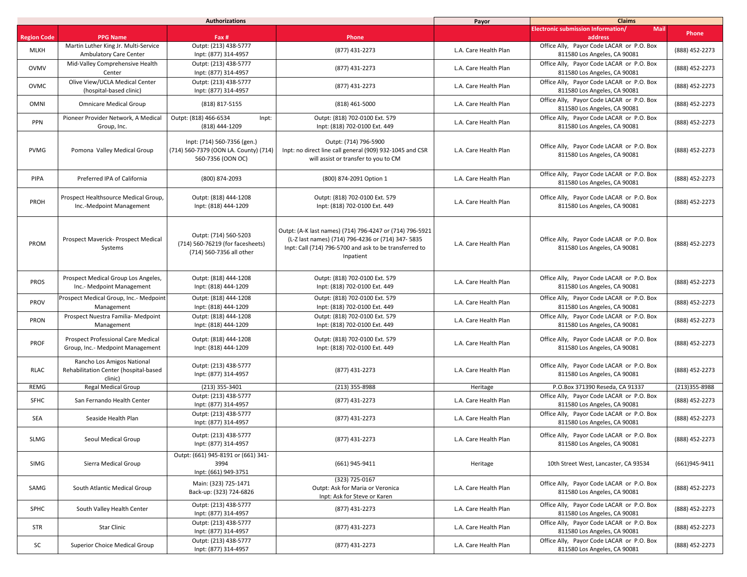| | Authorizations | | | Payor | Claims | |
|---|---|---|---|---|---|---|
| Region Code | PPG Name | Fax # | Phone | | Electronic submission Information/ Mail address | Phone |
| MLKH | Martin Luther King Jr. Multi-Service Ambulatory Care Center | Outpt: (213) 438-5777<br>Inpt: (877) 314-4957 | (877) 431-2273 | L.A. Care Health Plan | Office Ally, Payor Code LACAR or P.O. Box 811580 Los Angeles, CA 90081 | (888) 452-2273 |
| OVMV | Mid-Valley Comprehensive Health Center | Outpt: (213) 438-5777<br>Inpt: (877) 314-4957 | (877) 431-2273 | L.A. Care Health Plan | Office Ally, Payor Code LACAR or P.O. Box 811580 Los Angeles, CA 90081 | (888) 452-2273 |
| OVMC | Olive View/UCLA Medical Center (hospital-based clinic) | Outpt: (213) 438-5777<br>Inpt: (877) 314-4957 | (877) 431-2273 | L.A. Care Health Plan | Office Ally, Payor Code LACAR or P.O. Box 811580 Los Angeles, CA 90081 | (888) 452-2273 |
| OMNI | Omnicare Medical Group | (818) 817-5155 | (818) 461-5000 | L.A. Care Health Plan | Office Ally, Payor Code LACAR or P.O. Box 811580 Los Angeles, CA 90081 | (888) 452-2273 |
| PPN | Pioneer Provider Network, A Medical Group, Inc. | Outpt: (818) 466-6534 Inpt: (818) 444-1209 | Outpt: (818) 702-0100 Ext. 579<br>Inpt: (818) 702-0100 Ext. 449 | L.A. Care Health Plan | Office Ally, Payor Code LACAR or P.O. Box 811580 Los Angeles, CA 90081 | (888) 452-2273 |
| PVMG | Pomona Valley Medical Group | Inpt: (714) 560-7356 (gen.)<br>(714) 560-7379 (OON LA. County) (714) 560-7356 (OON OC) | Outpt: (714) 796-5900<br>Inpt: no direct line call general (909) 932-1045 and CSR will assist or transfer to you to CM | L.A. Care Health Plan | Office Ally, Payor Code LACAR or P.O. Box 811580 Los Angeles, CA 90081 | (888) 452-2273 |
| PIPA | Preferred IPA of California | (800) 874-2093 | (800) 874-2091 Option 1 | L.A. Care Health Plan | Office Ally, Payor Code LACAR or P.O. Box 811580 Los Angeles, CA 90081 | (888) 452-2273 |
| PROH | Prospect Healthsource Medical Group, Inc.-Medpoint Management | Outpt: (818) 444-1208<br>Inpt: (818) 444-1209 | Outpt: (818) 702-0100 Ext. 579<br>Inpt: (818) 702-0100 Ext. 449 | L.A. Care Health Plan | Office Ally, Payor Code LACAR or P.O. Box 811580 Los Angeles, CA 90081 | (888) 452-2273 |
| PROM | Prospect Maverick- Prospect Medical Systems | Outpt: (714) 560-5203<br>(714) 560-76219 (for facesheets)<br>(714) 560-7356 all other | Outpt: (A-K last names) (714) 796-4247 or (714) 796-5921 (L-Z last names) (714) 796-4236 or (714) 347- 5835<br>Inpt: Call (714) 796-5700 and ask to be transferred to Inpatient | L.A. Care Health Plan | Office Ally, Payor Code LACAR or P.O. Box 811580 Los Angeles, CA 90081 | (888) 452-2273 |
| PROS | Prospect Medical Group Los Angeles, Inc.- Medpoint Management | Outpt: (818) 444-1208<br>Inpt: (818) 444-1209 | Outpt: (818) 702-0100 Ext. 579<br>Inpt: (818) 702-0100 Ext. 449 | L.A. Care Health Plan | Office Ally, Payor Code LACAR or P.O. Box 811580 Los Angeles, CA 90081 | (888) 452-2273 |
| PROV | Prospect Medical Group, Inc.- Medpoint Management | Outpt: (818) 444-1208<br>Inpt: (818) 444-1209 | Outpt: (818) 702-0100 Ext. 579<br>Inpt: (818) 702-0100 Ext. 449 | L.A. Care Health Plan | Office Ally, Payor Code LACAR or P.O. Box 811580 Los Angeles, CA 90081 | (888) 452-2273 |
| PRON | Prospect Nuestra Familia- Medpoint Management | Outpt: (818) 444-1208<br>Inpt: (818) 444-1209 | Outpt: (818) 702-0100 Ext. 579<br>Inpt: (818) 702-0100 Ext. 449 | L.A. Care Health Plan | Office Ally, Payor Code LACAR or P.O. Box 811580 Los Angeles, CA 90081 | (888) 452-2273 |
| PROF | Prospect Professional Care Medical Group, Inc.- Medpoint Management | Outpt: (818) 444-1208<br>Inpt: (818) 444-1209 | Outpt: (818) 702-0100 Ext. 579<br>Inpt: (818) 702-0100 Ext. 449 | L.A. Care Health Plan | Office Ally, Payor Code LACAR or P.O. Box 811580 Los Angeles, CA 90081 | (888) 452-2273 |
| RLAC | Rancho Los Amigos National Rehabilitation Center (hospital-based clinic) | Outpt: (213) 438-5777<br>Inpt: (877) 314-4957 | (877) 431-2273 | L.A. Care Health Plan | Office Ally, Payor Code LACAR or P.O. Box 811580 Los Angeles, CA 90081 | (888) 452-2273 |
| REMG | Regal Medical Group | (213) 355-3401 | (213) 355-8988 | Heritage | P.O.Box 371390 Reseda, CA 91337 | (213)355-8988 |
| SFHC | San Fernando Health Center | Outpt: (213) 438-5777<br>Inpt: (877) 314-4957 | (877) 431-2273 | L.A. Care Health Plan | Office Ally, Payor Code LACAR or P.O. Box 811580 Los Angeles, CA 90081 | (888) 452-2273 |
| SEA | Seaside Health Plan | Outpt: (213) 438-5777<br>Inpt: (877) 314-4957 | (877) 431-2273 | L.A. Care Health Plan | Office Ally, Payor Code LACAR or P.O. Box 811580 Los Angeles, CA 90081 | (888) 452-2273 |
| SLMG | Seoul Medical Group | Outpt: (213) 438-5777<br>Inpt: (877) 314-4957 | (877) 431-2273 | L.A. Care Health Plan | Office Ally, Payor Code LACAR or P.O. Box 811580 Los Angeles, CA 90081 | (888) 452-2273 |
| SIMG | Sierra Medical Group | Outpt: (661) 945-8191 or (661) 341-3994<br>Inpt: (661) 949-3751 | (661) 945-9411 | Heritage | 10th Street West, Lancaster, CA 93534 | (661)945-9411 |
| SAMG | South Atlantic Medical Group | Main: (323) 725-1471<br>Back-up: (323) 724-6826 | (323) 725-0167<br>Outpt: Ask for Maria or Veronica<br>Inpt: Ask for Steve or Karen | L.A. Care Health Plan | Office Ally, Payor Code LACAR or P.O. Box 811580 Los Angeles, CA 90081 | (888) 452-2273 |
| SPHC | South Valley Health Center | Outpt: (213) 438-5777<br>Inpt: (877) 314-4957 | (877) 431-2273 | L.A. Care Health Plan | Office Ally, Payor Code LACAR or P.O. Box 811580 Los Angeles, CA 90081 | (888) 452-2273 |
| STR | Star Clinic | Outpt: (213) 438-5777<br>Inpt: (877) 314-4957 | (877) 431-2273 | L.A. Care Health Plan | Office Ally, Payor Code LACAR or P.O. Box 811580 Los Angeles, CA 90081 | (888) 452-2273 |
| SC | Superior Choice Medical Group | Outpt: (213) 438-5777<br>Inpt: (877) 314-4957 | (877) 431-2273 | L.A. Care Health Plan | Office Ally, Payor Code LACAR or P.O. Box 811580 Los Angeles, CA 90081 | (888) 452-2273 |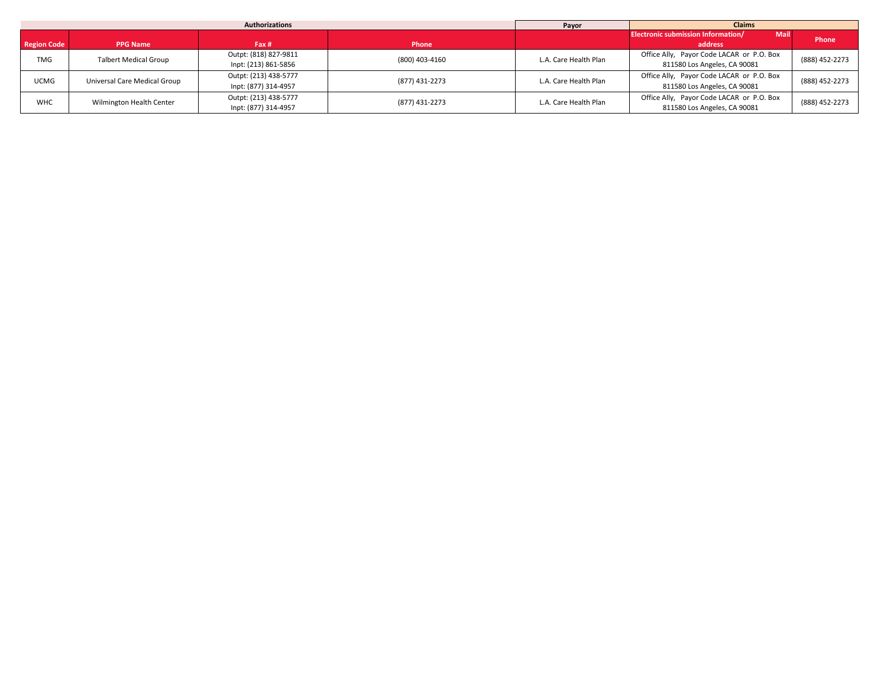| Authorizations | | | | Payor | Claims | |
|---|---|---|---|---|---|---|
| Region Code | PPG Name | Fax # | Phone | | Electronic submission Information/ Mail address | Phone |
| TMG | Talbert Medical Group | Outpt: (818) 827-9811<br>Inpt: (213) 861-5856 | (800) 403-4160 | L.A. Care Health Plan | Office Ally, Payor Code LACAR or P.O. Box 811580 Los Angeles, CA 90081 | (888) 452-2273 |
| UCMG | Universal Care Medical Group | Outpt: (213) 438-5777<br>Inpt: (877) 314-4957 | (877) 431-2273 | L.A. Care Health Plan | Office Ally, Payor Code LACAR or P.O. Box 811580 Los Angeles, CA 90081 | (888) 452-2273 |
| WHC | Wilmington Health Center | Outpt: (213) 438-5777<br>Inpt: (877) 314-4957 | (877) 431-2273 | L.A. Care Health Plan | Office Ally, Payor Code LACAR or P.O. Box 811580 Los Angeles, CA 90081 | (888) 452-2273 |